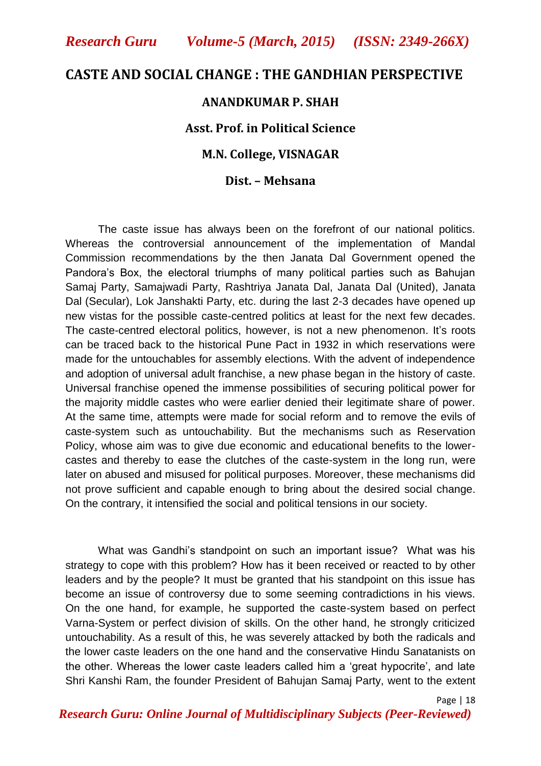# CASTE AND SOCIAL CHANGE : THE GANDHIAN PERSPECTIVE

**ANANDKUMAR P. SHAH**

**Asst. Prof. in Political Science**

**M.N. College, VISNAGAR**

**Dist. – Mehsana**

The caste issue has always been on the forefront of our national politics. Whereas the controversial announcement of the implementation of Mandal Commission recommendations by the then Janata Dal Government opened the Pandora's Box, the electoral triumphs of many political parties such as Bahujan Samaj Party, Samajwadi Party, Rashtriya Janata Dal, Janata Dal (United), Janata Dal (Secular), Lok Janshakti Party, etc. during the last 2-3 decades have opened up new vistas for the possible caste-centred politics at least for the next few decades. The caste-centred electoral politics, however, is not a new phenomenon. It's roots can be traced back to the historical Pune Pact in 1932 in which reservations were made for the untouchables for assembly elections. With the advent of independence and adoption of universal adult franchise, a new phase began in the history of caste. Universal franchise opened the immense possibilities of securing political power for the majority middle castes who were earlier denied their legitimate share of power. At the same time, attempts were made for social reform and to remove the evils of caste-system such as untouchability. But the mechanisms such as Reservation Policy, whose aim was to give due economic and educational benefits to the lower-castes and thereby to ease the clutches of the caste-system in the long run, were later on abused and misused for political purposes. Moreover, these mechanisms did not prove sufficient and capable enough to bring about the desired social change. On the contrary, it intensified the social and political tensions in our society.

What was Gandhi's standpoint on such an important issue? What was his strategy to cope with this problem? How has it been received or reacted to by other leaders and by the people? It must be granted that his standpoint on this issue has become an issue of controversy due to some seeming contradictions in his views. On the one hand, for example, he supported the caste-system based on perfect Varna-System or perfect division of skills. On the other hand, he strongly criticized untouchability. As a result of this, he was severely attacked by both the radicals and the lower caste leaders on the one hand and the conservative Hindu Sanatanists on the other. Whereas the lower caste leaders called him a 'great hypocrite', and late Shri Kanshi Ram, the founder President of Bahujan Samaj Party, went to the extent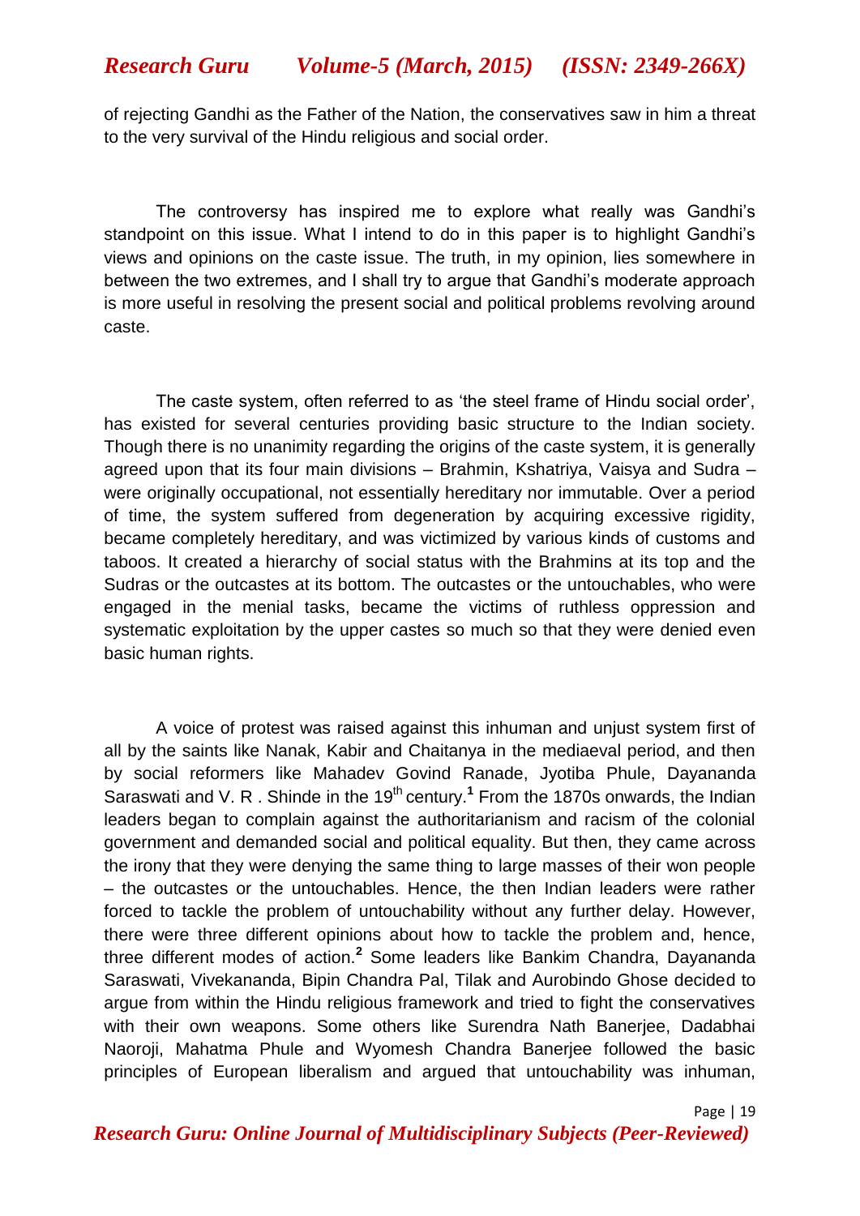of rejecting Gandhi as the Father of the Nation, the conservatives saw in him a threat to the very survival of the Hindu religious and social order.

The controversy has inspired me to explore what really was Gandhi's standpoint on this issue. What I intend to do in this paper is to highlight Gandhi's views and opinions on the caste issue. The truth, in my opinion, lies somewhere in between the two extremes, and I shall try to argue that Gandhi's moderate approach is more useful in resolving the present social and political problems revolving around caste.

The caste system, often referred to as 'the steel frame of Hindu social order', has existed for several centuries providing basic structure to the Indian society. Though there is no unanimity regarding the origins of the caste system, it is generally agreed upon that its four main divisions – Brahmin, Kshatriya, Vaisya and Sudra – were originally occupational, not essentially hereditary nor immutable. Over a period of time, the system suffered from degeneration by acquiring excessive rigidity, became completely hereditary, and was victimized by various kinds of customs and taboos. It created a hierarchy of social status with the Brahmins at its top and the Sudras or the outcastes at its bottom. The outcastes or the untouchables, who were engaged in the menial tasks, became the victims of ruthless oppression and systematic exploitation by the upper castes so much so that they were denied even basic human rights.

A voice of protest was raised against this inhuman and unjust system first of all by the saints like Nanak, Kabir and Chaitanya in the mediaeval period, and then by social reformers like Mahadev Govind Ranade, Jyotiba Phule, Dayananda Saraswati and V. R . Shinde in the 19th century.[1] From the 1870s onwards, the Indian leaders began to complain against the authoritarianism and racism of the colonial government and demanded social and political equality. But then, they came across the irony that they were denying the same thing to large masses of their won people – the outcastes or the untouchables. Hence, the then Indian leaders were rather forced to tackle the problem of untouchability without any further delay. However, there were three different opinions about how to tackle the problem and, hence, three different modes of action.[2] Some leaders like Bankim Chandra, Dayananda Saraswati, Vivekananda, Bipin Chandra Pal, Tilak and Aurobindo Ghose decided to argue from within the Hindu religious framework and tried to fight the conservatives with their own weapons. Some others like Surendra Nath Banerjee, Dadabhai Naoroji, Mahatma Phule and Wyomesh Chandra Banerjee followed the basic principles of European liberalism and argued that untouchability was inhuman,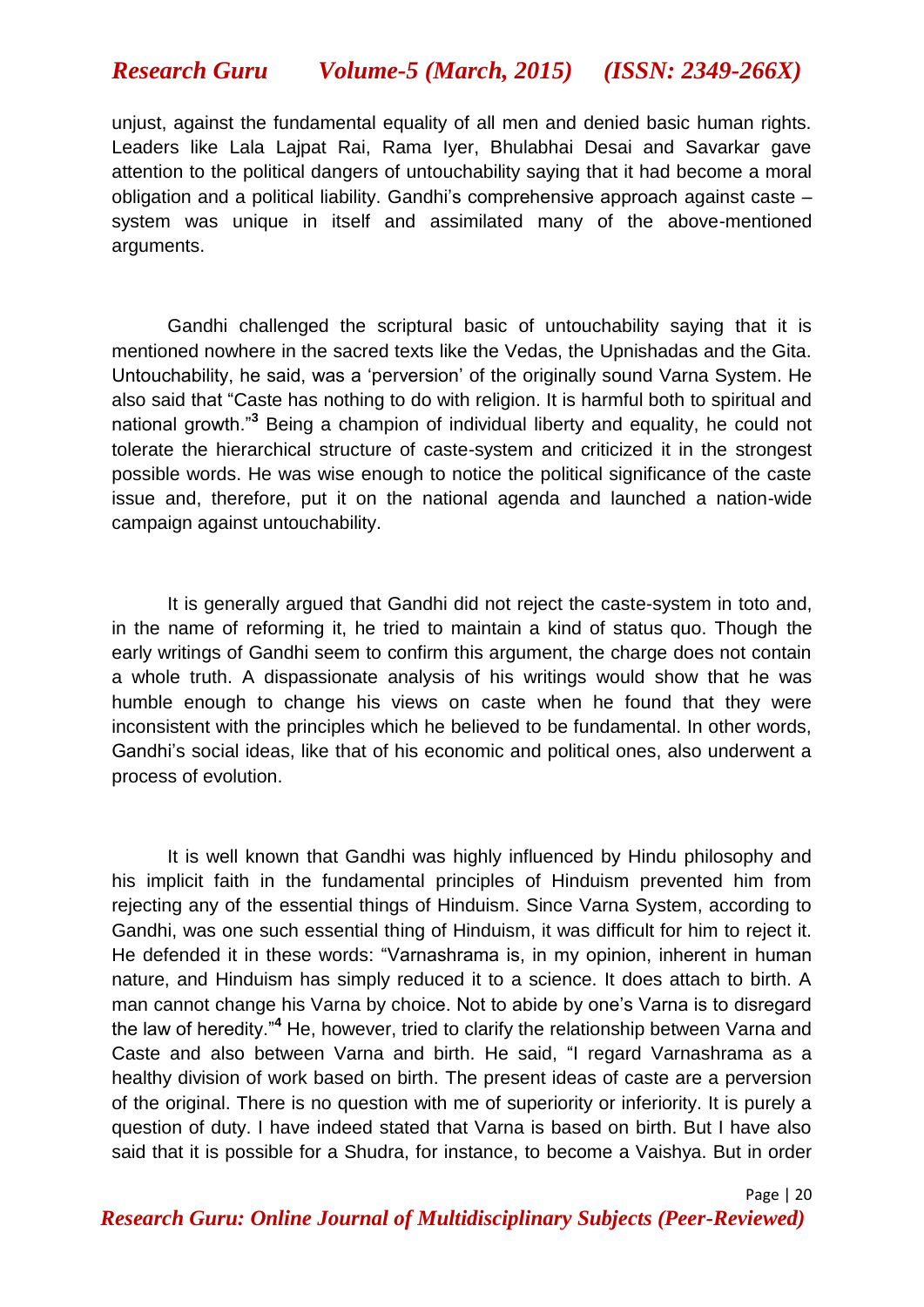unjust, against the fundamental equality of all men and denied basic human rights. Leaders like Lala Lajpat Rai, Rama Iyer, Bhulabhai Desai and Savarkar gave attention to the political dangers of untouchability saying that it had become a moral obligation and a political liability. Gandhi's comprehensive approach against caste – system was unique in itself and assimilated many of the above-mentioned arguments.

Gandhi challenged the scriptural basic of untouchability saying that it is mentioned nowhere in the sacred texts like the Vedas, the Upnishadas and the Gita. Untouchability, he said, was a 'perversion' of the originally sound Varna System. He also said that "Caste has nothing to do with religion. It is harmful both to spiritual and national growth."[3] Being a champion of individual liberty and equality, he could not tolerate the hierarchical structure of caste-system and criticized it in the strongest possible words. He was wise enough to notice the political significance of the caste issue and, therefore, put it on the national agenda and launched a nation-wide campaign against untouchability.

It is generally argued that Gandhi did not reject the caste-system in toto and, in the name of reforming it, he tried to maintain a kind of status quo. Though the early writings of Gandhi seem to confirm this argument, the charge does not contain a whole truth. A dispassionate analysis of his writings would show that he was humble enough to change his views on caste when he found that they were inconsistent with the principles which he believed to be fundamental. In other words, Gandhi's social ideas, like that of his economic and political ones, also underwent a process of evolution.

It is well known that Gandhi was highly influenced by Hindu philosophy and his implicit faith in the fundamental principles of Hinduism prevented him from rejecting any of the essential things of Hinduism. Since Varna System, according to Gandhi, was one such essential thing of Hinduism, it was difficult for him to reject it. He defended it in these words: "Varnashrama is, in my opinion, inherent in human nature, and Hinduism has simply reduced it to a science. It does attach to birth. A man cannot change his Varna by choice. Not to abide by one's Varna is to disregard the law of heredity."[4] He, however, tried to clarify the relationship between Varna and Caste and also between Varna and birth. He said, "I regard Varnashrama as a healthy division of work based on birth. The present ideas of caste are a perversion of the original. There is no question with me of superiority or inferiority. It is purely a question of duty. I have indeed stated that Varna is based on birth. But I have also said that it is possible for a Shudra, for instance, to become a Vaishya. But in order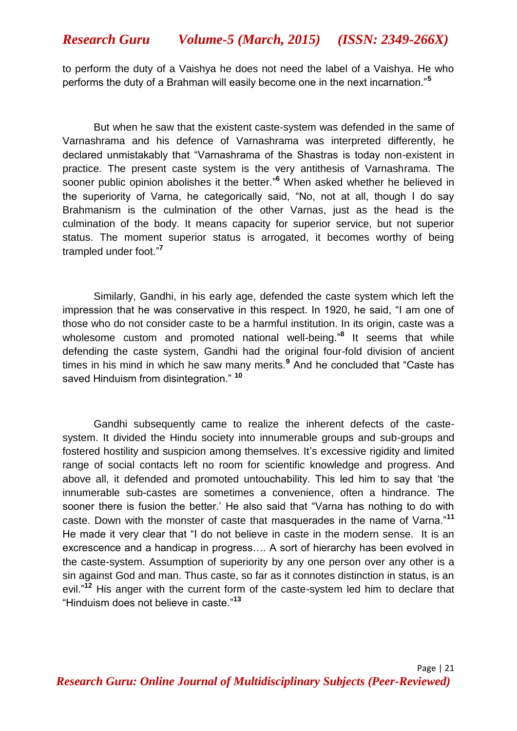to perform the duty of a Vaishya he does not need the label of a Vaishya. He who performs the duty of a Brahman will easily become one in the next incarnation."[5]

But when he saw that the existent caste-system was defended in the same of Varnashrama and his defence of Varnashrama was interpreted differently, he declared unmistakably that "Varnashrama of the Shastras is today non-existent in practice. The present caste system is the very antithesis of Varnashrama. The sooner public opinion abolishes it the better."[6] When asked whether he believed in the superiority of Varna, he categorically said, "No, not at all, though I do say Brahmanism is the culmination of the other Varnas, just as the head is the culmination of the body. It means capacity for superior service, but not superior status. The moment superior status is arrogated, it becomes worthy of being trampled under foot."[7]

Similarly, Gandhi, in his early age, defended the caste system which left the impression that he was conservative in this respect. In 1920, he said, "I am one of those who do not consider caste to be a harmful institution. In its origin, caste was a wholesome custom and promoted national well-being."[8] It seems that while defending the caste system, Gandhi had the original four-fold division of ancient times in his mind in which he saw many merits.[9] And he concluded that "Caste has saved Hinduism from disintegration." [10]

Gandhi subsequently came to realize the inherent defects of the caste-system. It divided the Hindu society into innumerable groups and sub-groups and fostered hostility and suspicion among themselves. It's excessive rigidity and limited range of social contacts left no room for scientific knowledge and progress. And above all, it defended and promoted untouchability. This led him to say that 'the innumerable sub-castes are sometimes a convenience, often a hindrance. The sooner there is fusion the better.' He also said that "Varna has nothing to do with caste. Down with the monster of caste that masquerades in the name of Varna."[11] He made it very clear that "I do not believe in caste in the modern sense. It is an excrescence and a handicap in progress…. A sort of hierarchy has been evolved in the caste-system. Assumption of superiority by any one person over any other is a sin against God and man. Thus caste, so far as it connotes distinction in status, is an evil."[12] His anger with the current form of the caste-system led him to declare that "Hinduism does not believe in caste."[13]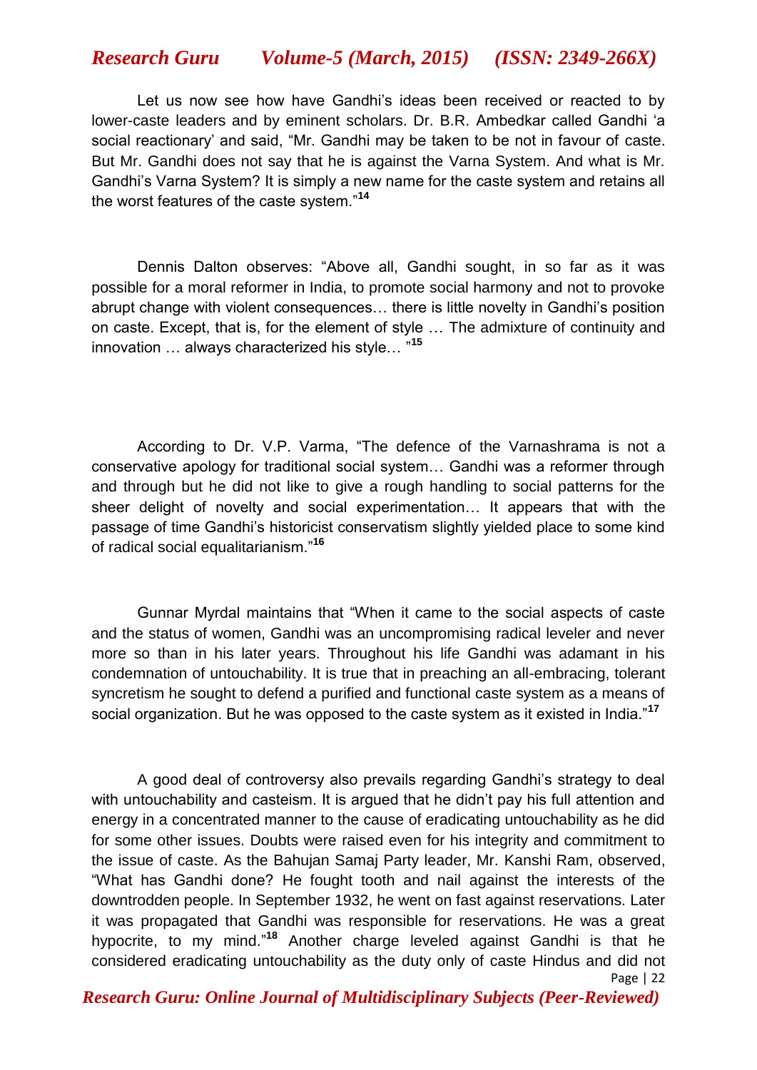Let us now see how have Gandhi's ideas been received or reacted to by lower-caste leaders and by eminent scholars. Dr. B.R. Ambedkar called Gandhi 'a social reactionary' and said, "Mr. Gandhi may be taken to be not in favour of caste. But Mr. Gandhi does not say that he is against the Varna System. And what is Mr. Gandhi's Varna System? It is simply a new name for the caste system and retains all the worst features of the caste system."[14]

Dennis Dalton observes: "Above all, Gandhi sought, in so far as it was possible for a moral reformer in India, to promote social harmony and not to provoke abrupt change with violent consequences… there is little novelty in Gandhi's position on caste. Except, that is, for the element of style … The admixture of continuity and innovation … always characterized his style… "[15]

According to Dr. V.P. Varma, "The defence of the Varnashrama is not a conservative apology for traditional social system… Gandhi was a reformer through and through but he did not like to give a rough handling to social patterns for the sheer delight of novelty and social experimentation… It appears that with the passage of time Gandhi's historicist conservatism slightly yielded place to some kind of radical social equalitarianism."[16]

Gunnar Myrdal maintains that "When it came to the social aspects of caste and the status of women, Gandhi was an uncompromising radical leveler and never more so than in his later years. Throughout his life Gandhi was adamant in his condemnation of untouchability. It is true that in preaching an all-embracing, tolerant syncretism he sought to defend a purified and functional caste system as a means of social organization. But he was opposed to the caste system as it existed in India."[17]

A good deal of controversy also prevails regarding Gandhi's strategy to deal with untouchability and casteism. It is argued that he didn't pay his full attention and energy in a concentrated manner to the cause of eradicating untouchability as he did for some other issues. Doubts were raised even for his integrity and commitment to the issue of caste. As the Bahujan Samaj Party leader, Mr. Kanshi Ram, observed, "What has Gandhi done? He fought tooth and nail against the interests of the downtrodden people. In September 1932, he went on fast against reservations. Later it was propagated that Gandhi was responsible for reservations. He was a great hypocrite, to my mind."[18] Another charge leveled against Gandhi is that he considered eradicating untouchability as the duty only of caste Hindus and did not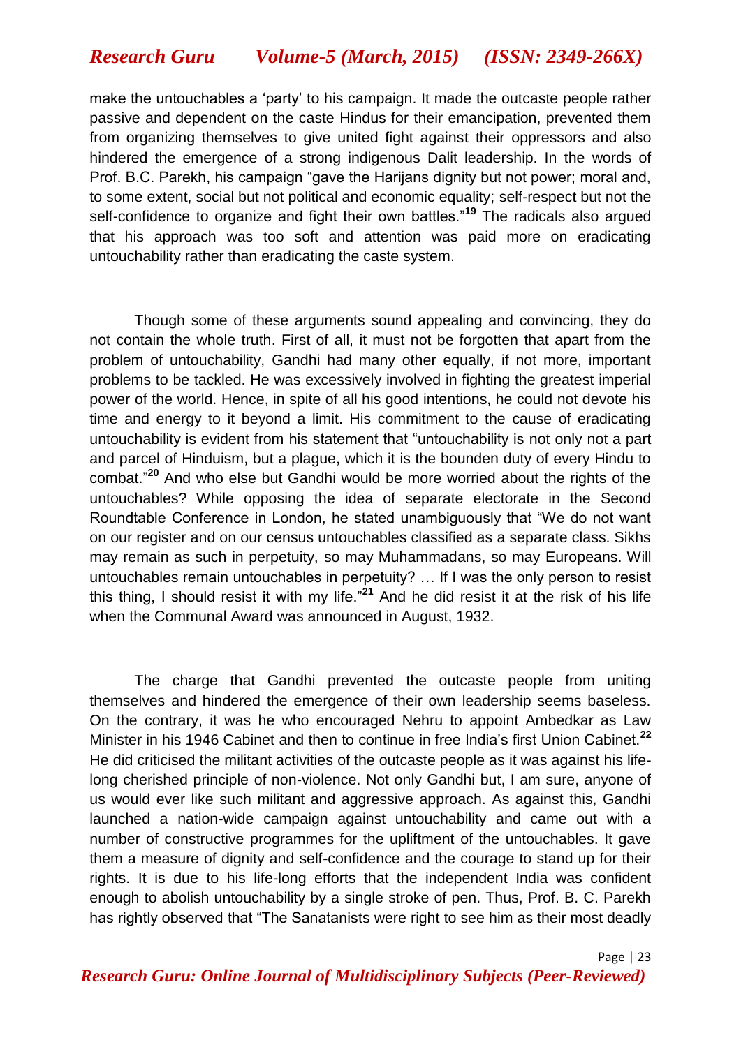make the untouchables a 'party' to his campaign. It made the outcaste people rather passive and dependent on the caste Hindus for their emancipation, prevented them from organizing themselves to give united fight against their oppressors and also hindered the emergence of a strong indigenous Dalit leadership. In the words of Prof. B.C. Parekh, his campaign "gave the Harijans dignity but not power; moral and, to some extent, social but not political and economic equality; self-respect but not the self-confidence to organize and fight their own battles."[19] The radicals also argued that his approach was too soft and attention was paid more on eradicating untouchability rather than eradicating the caste system.

Though some of these arguments sound appealing and convincing, they do not contain the whole truth. First of all, it must not be forgotten that apart from the problem of untouchability, Gandhi had many other equally, if not more, important problems to be tackled. He was excessively involved in fighting the greatest imperial power of the world. Hence, in spite of all his good intentions, he could not devote his time and energy to it beyond a limit. His commitment to the cause of eradicating untouchability is evident from his statement that "untouchability is not only not a part and parcel of Hinduism, but a plague, which it is the bounden duty of every Hindu to combat."[20] And who else but Gandhi would be more worried about the rights of the untouchables? While opposing the idea of separate electorate in the Second Roundtable Conference in London, he stated unambiguously that "We do not want on our register and on our census untouchables classified as a separate class. Sikhs may remain as such in perpetuity, so may Muhammadans, so may Europeans. Will untouchables remain untouchables in perpetuity? … If I was the only person to resist this thing, I should resist it with my life."[21] And he did resist it at the risk of his life when the Communal Award was announced in August, 1932.

The charge that Gandhi prevented the outcaste people from uniting themselves and hindered the emergence of their own leadership seems baseless. On the contrary, it was he who encouraged Nehru to appoint Ambedkar as Law Minister in his 1946 Cabinet and then to continue in free India's first Union Cabinet.[22] He did criticised the militant activities of the outcaste people as it was against his life-long cherished principle of non-violence. Not only Gandhi but, I am sure, anyone of us would ever like such militant and aggressive approach. As against this, Gandhi launched a nation-wide campaign against untouchability and came out with a number of constructive programmes for the upliftment of the untouchables. It gave them a measure of dignity and self-confidence and the courage to stand up for their rights. It is due to his life-long efforts that the independent India was confident enough to abolish untouchability by a single stroke of pen. Thus, Prof. B. C. Parekh has rightly observed that "The Sanatanists were right to see him as their most deadly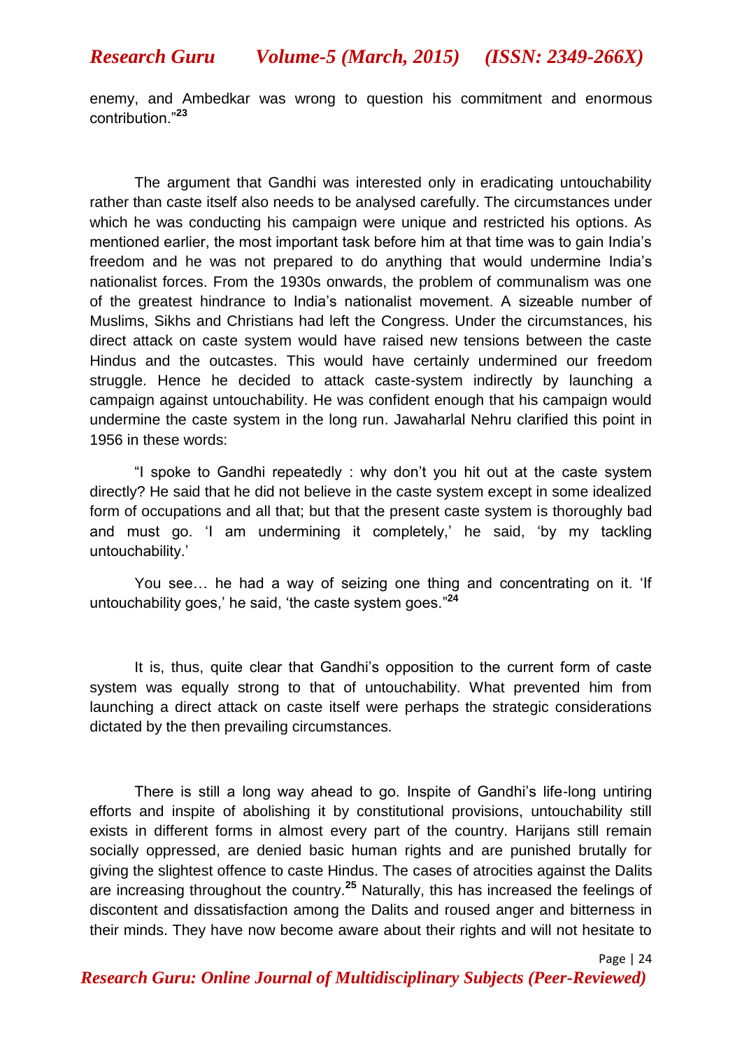enemy, and Ambedkar was wrong to question his commitment and enormous contribution."[23]

The argument that Gandhi was interested only in eradicating untouchability rather than caste itself also needs to be analysed carefully. The circumstances under which he was conducting his campaign were unique and restricted his options. As mentioned earlier, the most important task before him at that time was to gain India's freedom and he was not prepared to do anything that would undermine India's nationalist forces. From the 1930s onwards, the problem of communalism was one of the greatest hindrance to India's nationalist movement. A sizeable number of Muslims, Sikhs and Christians had left the Congress. Under the circumstances, his direct attack on caste system would have raised new tensions between the caste Hindus and the outcastes. This would have certainly undermined our freedom struggle. Hence he decided to attack caste-system indirectly by launching a campaign against untouchability. He was confident enough that his campaign would undermine the caste system in the long run. Jawaharlal Nehru clarified this point in 1956 in these words:

"I spoke to Gandhi repeatedly : why don't you hit out at the caste system directly? He said that he did not believe in the caste system except in some idealized form of occupations and all that; but that the present caste system is thoroughly bad and must go. 'I am undermining it completely,' he said, 'by my tackling untouchability.'

You see… he had a way of seizing one thing and concentrating on it. 'If untouchability goes,' he said, 'the caste system goes."[24]

It is, thus, quite clear that Gandhi's opposition to the current form of caste system was equally strong to that of untouchability. What prevented him from launching a direct attack on caste itself were perhaps the strategic considerations dictated by the then prevailing circumstances.

There is still a long way ahead to go. Inspite of Gandhi's life-long untiring efforts and inspite of abolishing it by constitutional provisions, untouchability still exists in different forms in almost every part of the country. Harijans still remain socially oppressed, are denied basic human rights and are punished brutally for giving the slightest offence to caste Hindus. The cases of atrocities against the Dalits are increasing throughout the country.[25] Naturally, this has increased the feelings of discontent and dissatisfaction among the Dalits and roused anger and bitterness in their minds. They have now become aware about their rights and will not hesitate to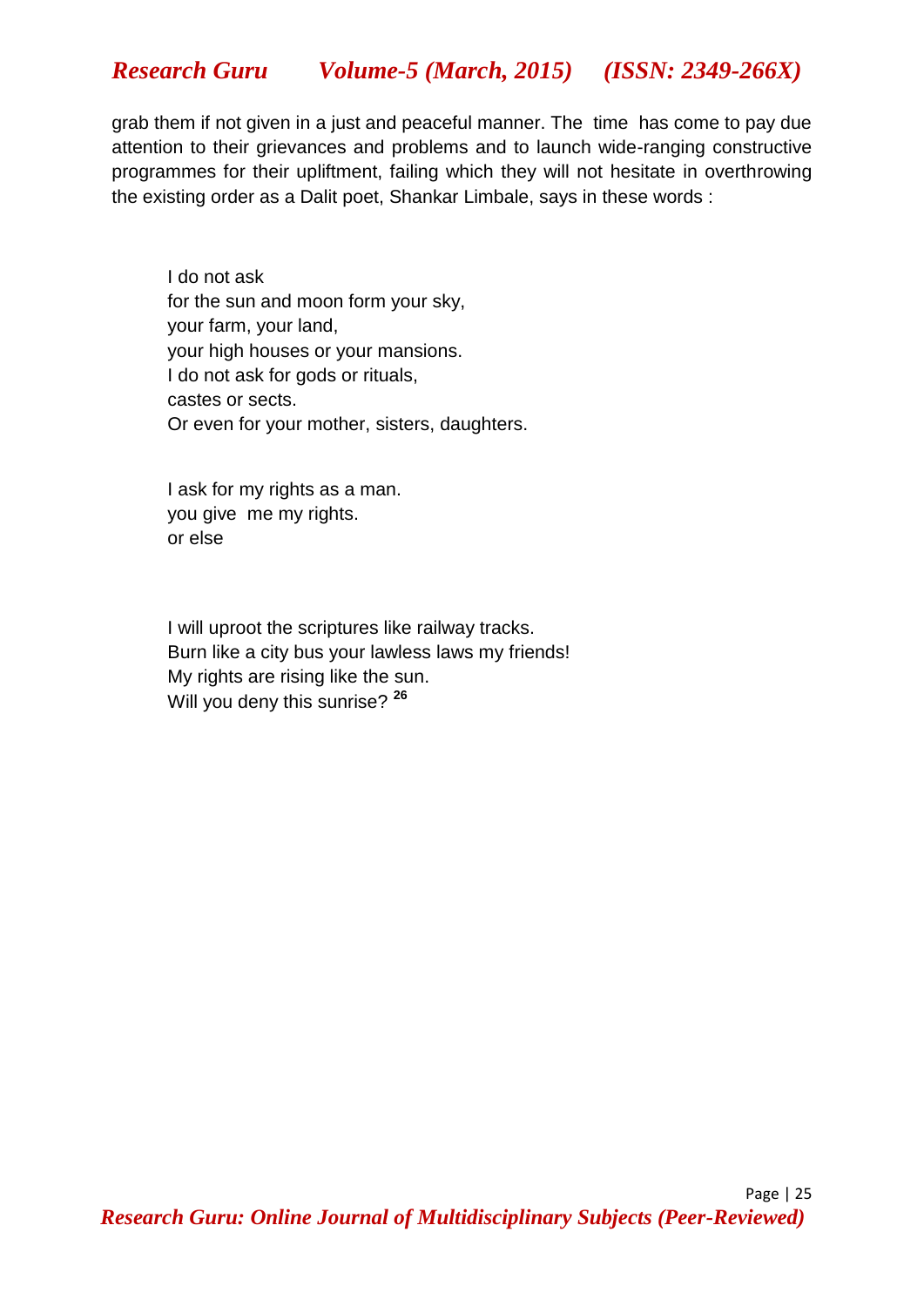grab them if not given in a just and peaceful manner. The time has come to pay due attention to their grievances and problems and to launch wide-ranging constructive programmes for their upliftment, failing which they will not hesitate in overthrowing the existing order as a Dalit poet, Shankar Limbale, says in these words :

> I do not ask  
> for the sun and moon form your sky,  
> your farm, your land,  
> your high houses or your mansions.  
> I do not ask for gods or rituals,  
> castes or sects.  
> Or even for your mother, sisters, daughters.
>
> I ask for my rights as a man.  
> you give me my rights.  
> or else
>
> I will uproot the scriptures like railway tracks.  
> Burn like a city bus your lawless laws my friends!  
> My rights are rising like the sun.  
> Will you deny this sunrise? [26]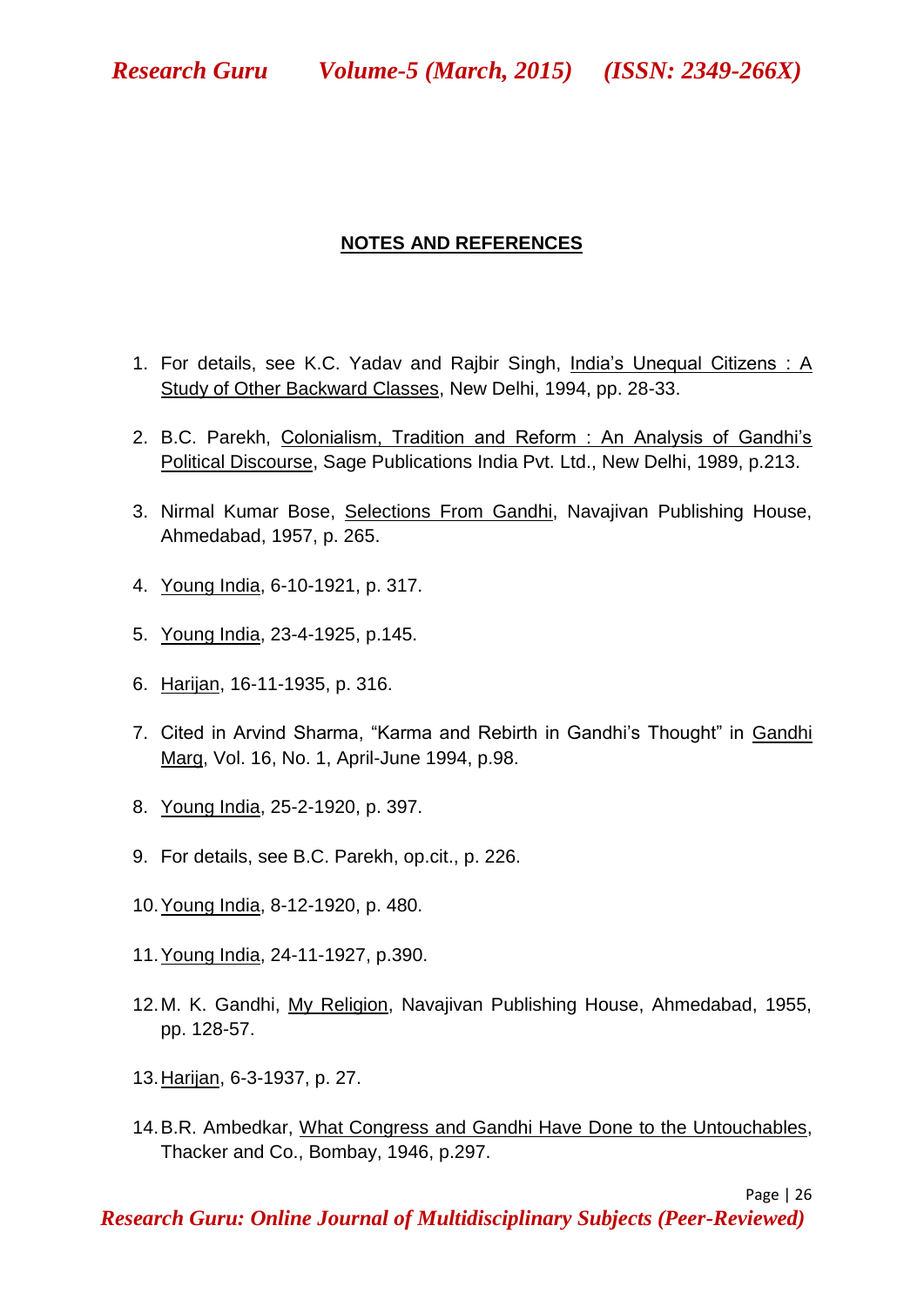## NOTES AND REFERENCES

1. For details, see K.C. Yadav and Rajbir Singh, India's Unequal Citizens : A Study of Other Backward Classes, New Delhi, 1994, pp. 28-33.

2. B.C. Parekh, Colonialism, Tradition and Reform : An Analysis of Gandhi's Political Discourse, Sage Publications India Pvt. Ltd., New Delhi, 1989, p.213.

3. Nirmal Kumar Bose, Selections From Gandhi, Navajivan Publishing House, Ahmedabad, 1957, p. 265.

4. Young India, 6-10-1921, p. 317.

5. Young India, 23-4-1925, p.145.

6. Harijan, 16-11-1935, p. 316.

7. Cited in Arvind Sharma, "Karma and Rebirth in Gandhi's Thought" in Gandhi Marg, Vol. 16, No. 1, April-June 1994, p.98.

8. Young India, 25-2-1920, p. 397.

9. For details, see B.C. Parekh, op.cit., p. 226.

10. Young India, 8-12-1920, p. 480.

11. Young India, 24-11-1927, p.390.

12. M. K. Gandhi, My Religion, Navajivan Publishing House, Ahmedabad, 1955, pp. 128-57.

13. Harijan, 6-3-1937, p. 27.

14. B.R. Ambedkar, What Congress and Gandhi Have Done to the Untouchables, Thacker and Co., Bombay, 1946, p.297.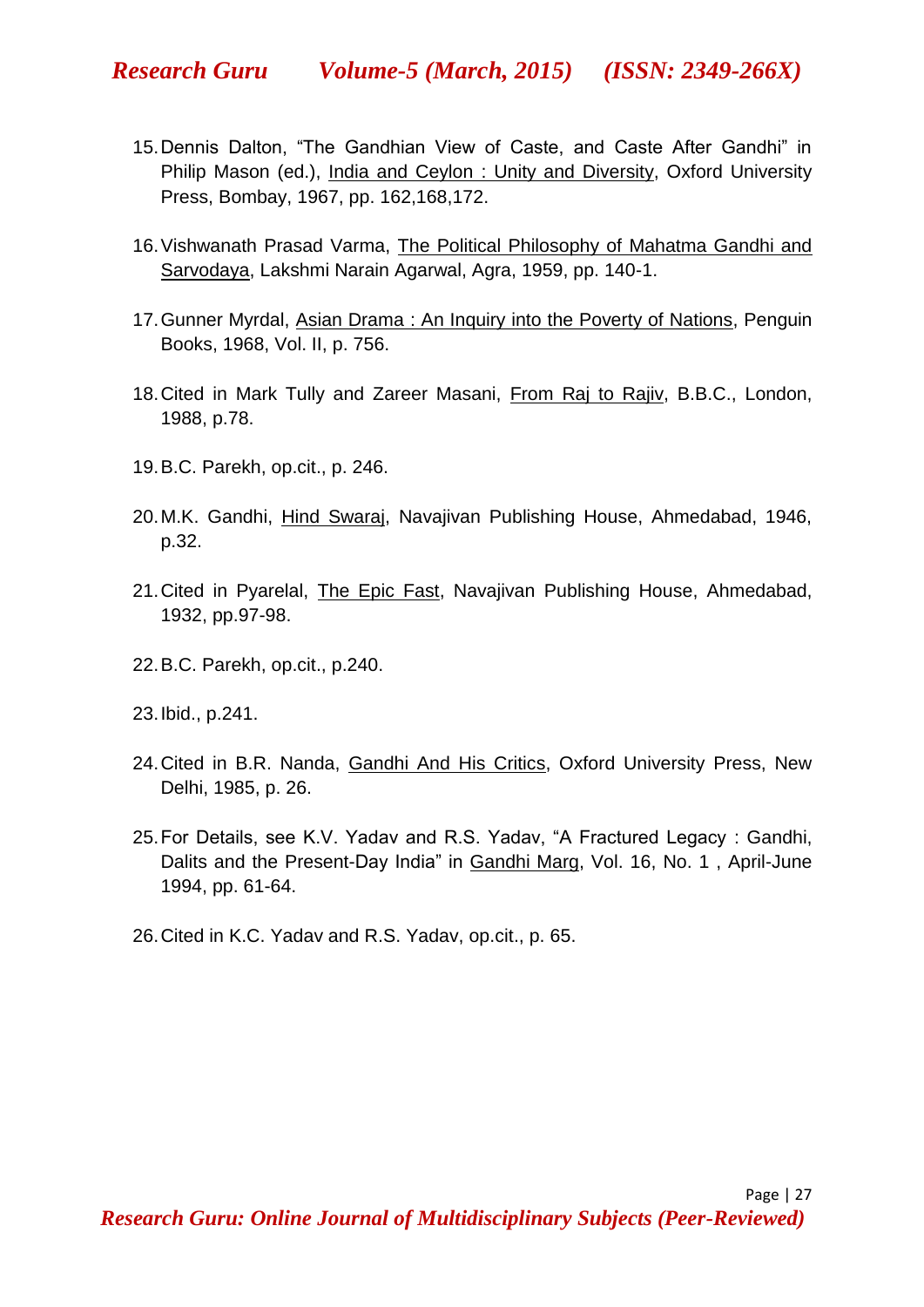15. Dennis Dalton, "The Gandhian View of Caste, and Caste After Gandhi" in Philip Mason (ed.), India and Ceylon : Unity and Diversity, Oxford University Press, Bombay, 1967, pp. 162,168,172.

16. Vishwanath Prasad Varma, The Political Philosophy of Mahatma Gandhi and Sarvodaya, Lakshmi Narain Agarwal, Agra, 1959, pp. 140-1.

17. Gunner Myrdal, Asian Drama : An Inquiry into the Poverty of Nations, Penguin Books, 1968, Vol. II, p. 756.

18. Cited in Mark Tully and Zareer Masani, From Raj to Rajiv, B.B.C., London, 1988, p.78.

19. B.C. Parekh, op.cit., p. 246.

20. M.K. Gandhi, Hind Swaraj, Navajivan Publishing House, Ahmedabad, 1946, p.32.

21. Cited in Pyarelal, The Epic Fast, Navajivan Publishing House, Ahmedabad, 1932, pp.97-98.

22. B.C. Parekh, op.cit., p.240.

23. Ibid., p.241.

24. Cited in B.R. Nanda, Gandhi And His Critics, Oxford University Press, New Delhi, 1985, p. 26.

25. For Details, see K.V. Yadav and R.S. Yadav, "A Fractured Legacy : Gandhi, Dalits and the Present-Day India" in Gandhi Marg, Vol. 16, No. 1 , April-June 1994, pp. 61-64.

26. Cited in K.C. Yadav and R.S. Yadav, op.cit., p. 65.